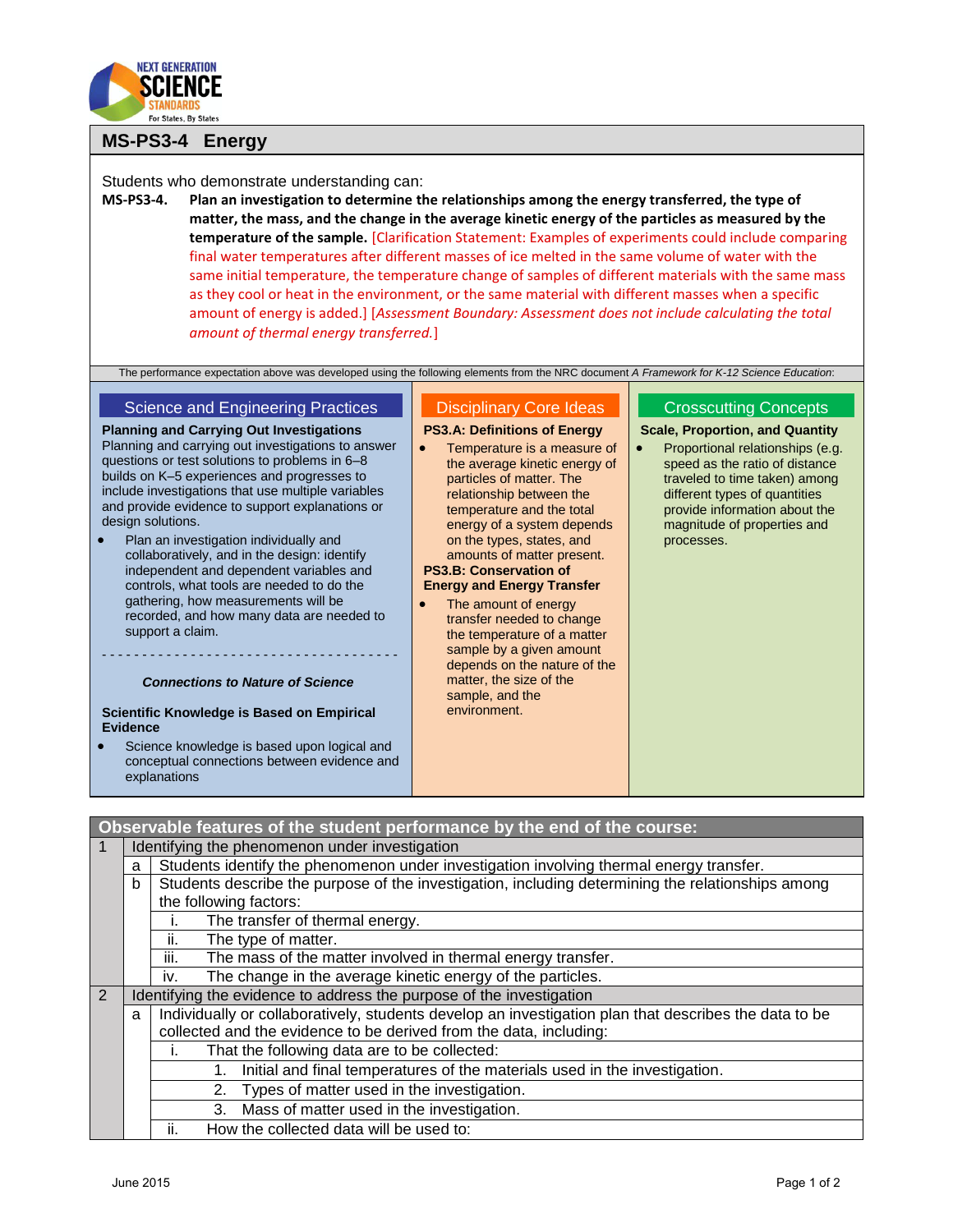# MS-PS3-4 Energy

Students who demonstrate understanding can:

**MS-PS3-4. Plan an investigation to determine the relationships among the energy transferred, the type of matter, the mass, and the change in the average kinetic energy of the particles as measured by the temperature of the sample.** [Clarification Statement: Examples of experiments could include comparing final water temperatures after different masses of ice melted in the same volume of water with the same initial temperature, the temperature change of samples of different materials with the same mass as they cool or heat in the environment, or the same material with different masses when a specific amount of energy is added.] [*Assessment Boundary: Assessment does not include calculating the total amount of thermal energy transferred.*]

The performance expectation above was developed using the following elements from the NRC document *A Framework for K-12 Science Education*:

## Science and Engineering Practices

**Planning and Carrying Out Investigations**

Planning and carrying out investigations to answer questions or test solutions to problems in 6–8 builds on K–5 experiences and progresses to include investigations that use multiple variables and provide evidence to support explanations or design solutions.

- Plan an investigation individually and collaboratively, and in the design: identify independent and dependent variables and controls, what tools are needed to do the gathering, how measurements will be recorded, and how many data are needed to support a claim.

- - - - - - - - - - - - - - - - - - - - - - - - - - - - - - - - - - - -

***Connections to Nature of Science***

**Scientific Knowledge is Based on Empirical Evidence**

- Science knowledge is based upon logical and conceptual connections between evidence and explanations

## Disciplinary Core Ideas

**PS3.A: Definitions of Energy**

- Temperature is a measure of the average kinetic energy of particles of matter. The relationship between the temperature and the total energy of a system depends on the types, states, and amounts of matter present.

**PS3.B: Conservation of Energy and Energy Transfer**

- The amount of energy transfer needed to change the temperature of a matter sample by a given amount depends on the nature of the matter, the size of the sample, and the environment.

## Crosscutting Concepts

**Scale, Proportion, and Quantity**

- Proportional relationships (e.g. speed as the ratio of distance traveled to time taken) among different types of quantities provide information about the magnitude of properties and processes.

## Observable features of the student performance by the end of the course:

1. Identifying the phenomenon under investigation
   a. Students identify the phenomenon under investigation involving thermal energy transfer.
   b. Students describe the purpose of the investigation, including determining the relationships among the following factors:
      i. The transfer of thermal energy.
      ii. The type of matter.
      iii. The mass of the matter involved in thermal energy transfer.
      iv. The change in the average kinetic energy of the particles.
2. Identifying the evidence to address the purpose of the investigation
   a. Individually or collaboratively, students develop an investigation plan that describes the data to be collected and the evidence to be derived from the data, including:
      i. That the following data are to be collected:
         1. Initial and final temperatures of the materials used in the investigation.
         2. Types of matter used in the investigation.
         3. Mass of matter used in the investigation.
      ii. How the collected data will be used to: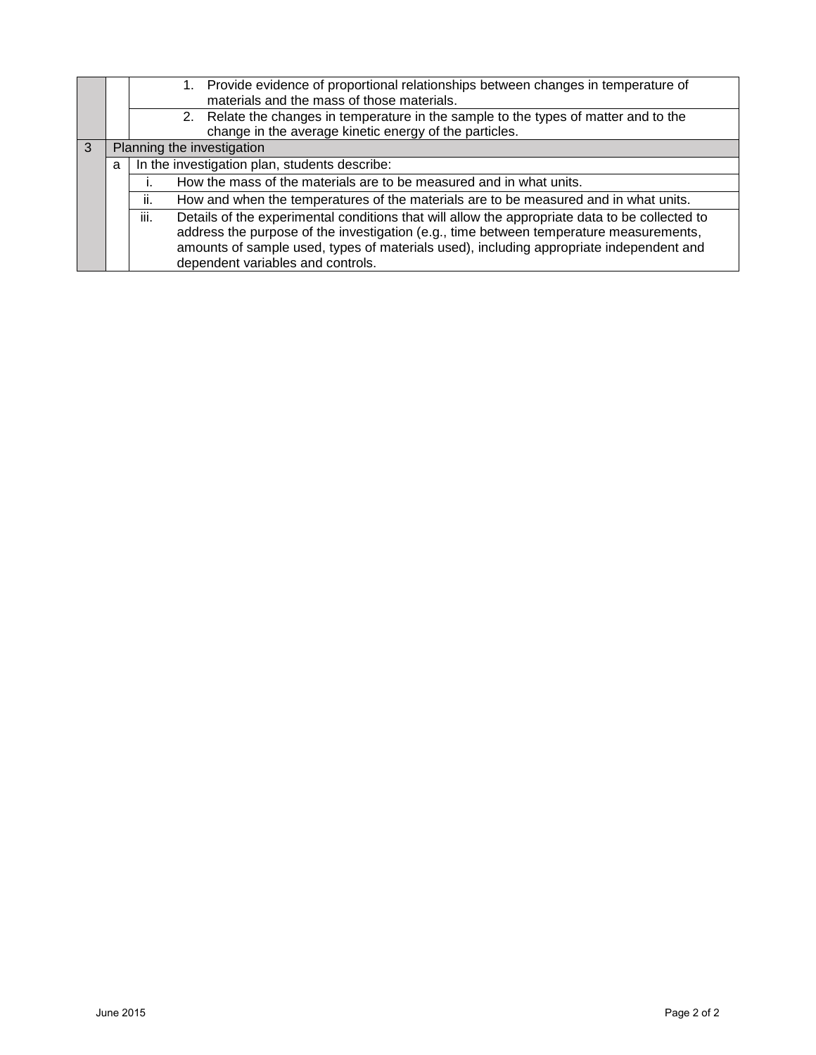| | | |
|---|---|---|
| | | 1. Provide evidence of proportional relationships between changes in temperature of materials and the mass of those materials. |
| | | 2. Relate the changes in temperature in the sample to the types of matter and to the change in the average kinetic energy of the particles. |
| 3 | Planning the investigation | |
| | a | In the investigation plan, students describe: |
| | | i. How the mass of the materials are to be measured and in what units. |
| | | ii. How and when the temperatures of the materials are to be measured and in what units. |
| | | iii. Details of the experimental conditions that will allow the appropriate data to be collected to address the purpose of the investigation (e.g., time between temperature measurements, amounts of sample used, types of materials used), including appropriate independent and dependent variables and controls. |